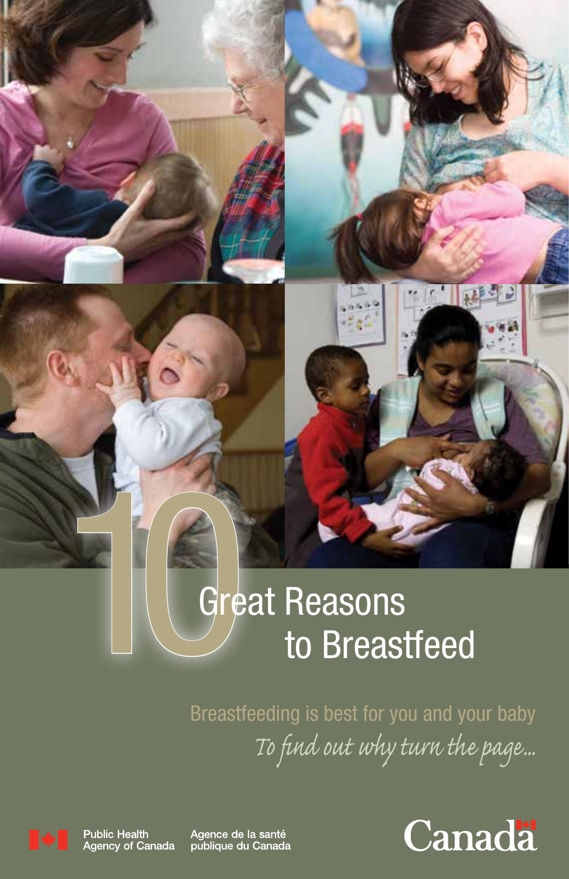# 10 Great Reasons to Breastfeed

Breastfeeding is best for you and your baby

*To find out why turn the page...*

Public Health Agency of Canada    Agence de la santé publique du Canada

Canada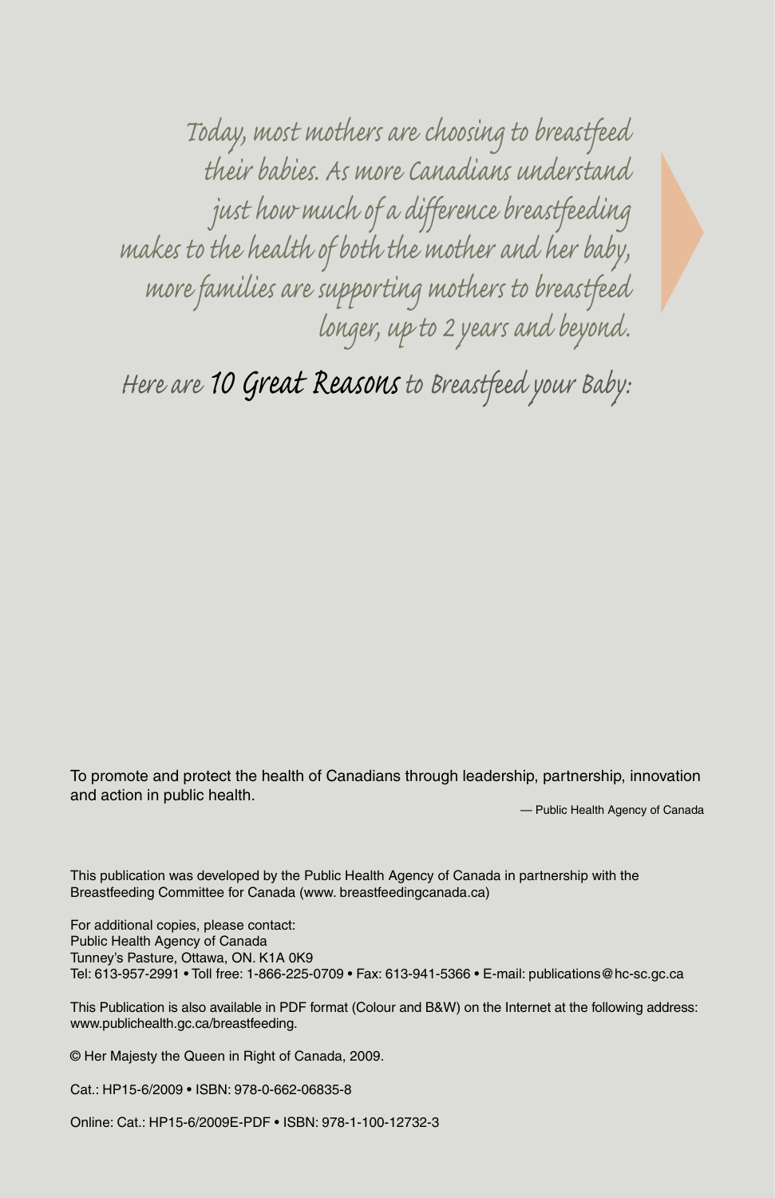*Today, most mothers are choosing to breastfeed their babies. As more Canadians understand just how much of a difference breastfeeding makes to the health of both the mother and her baby, more families are supporting mothers to breastfeed longer, up to 2 years and beyond.*

*Here are* ***10 Great Reasons*** *to Breastfeed your Baby:*

To promote and protect the health of Canadians through leadership, partnership, innovation and action in public health.

— Public Health Agency of Canada

This publication was developed by the Public Health Agency of Canada in partnership with the Breastfeeding Committee for Canada (www. breastfeedingcanada.ca)

For additional copies, please contact:
Public Health Agency of Canada
Tunney's Pasture, Ottawa, ON. K1A 0K9
Tel: 613-957-2991 • Toll free: 1-866-225-0709 • Fax: 613-941-5366 • E-mail: publications@hc-sc.gc.ca

This Publication is also available in PDF format (Colour and B&W) on the Internet at the following address: www.publichealth.gc.ca/breastfeeding.

© Her Majesty the Queen in Right of Canada, 2009.

Cat.: HP15-6/2009 • ISBN: 978-0-662-06835-8

Online: Cat.: HP15-6/2009E-PDF • ISBN: 978-1-100-12732-3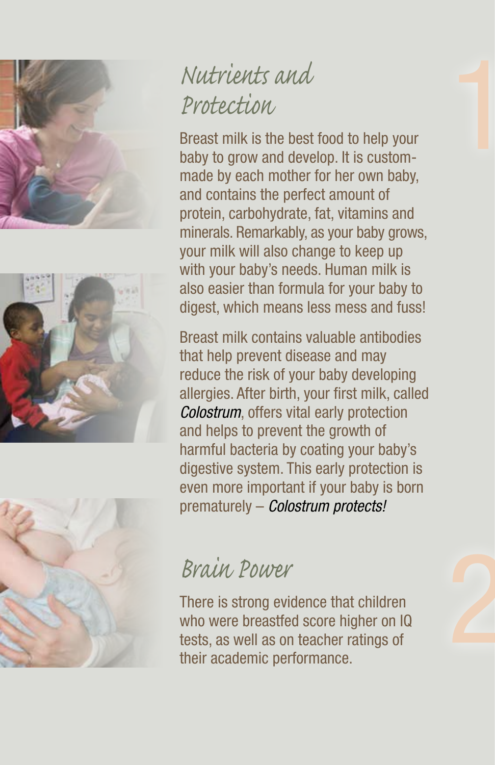## Nutrients and Protection

Breast milk is the best food to help your baby to grow and develop. It is custom-made by each mother for her own baby, and contains the perfect amount of protein, carbohydrate, fat, vitamins and minerals. Remarkably, as your baby grows, your milk will also change to keep up with your baby's needs. Human milk is also easier than formula for your baby to digest, which means less mess and fuss!

Breast milk contains valuable antibodies that help prevent disease and may reduce the risk of your baby developing allergies. After birth, your first milk, called *Colostrum*, offers vital early protection and helps to prevent the growth of harmful bacteria by coating your baby's digestive system. This early protection is even more important if your baby is born prematurely – *Colostrum protects!*

## Brain Power

There is strong evidence that children who were breastfed score higher on IQ tests, as well as on teacher ratings of their academic performance.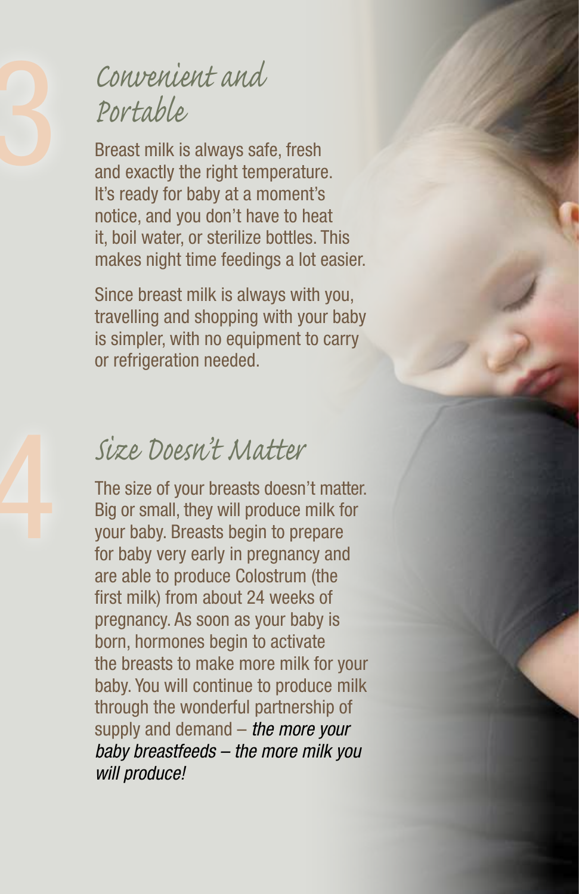## 3 Convenient and Portable

Breast milk is always safe, fresh and exactly the right temperature. It's ready for baby at a moment's notice, and you don't have to heat it, boil water, or sterilize bottles. This makes night time feedings a lot easier.

Since breast milk is always with you, travelling and shopping with your baby is simpler, with no equipment to carry or refrigeration needed.

## 4 Size Doesn't Matter

The size of your breasts doesn't matter. Big or small, they will produce milk for your baby. Breasts begin to prepare for baby very early in pregnancy and are able to produce Colostrum (the first milk) from about 24 weeks of pregnancy. As soon as your baby is born, hormones begin to activate the breasts to make more milk for your baby. You will continue to produce milk through the wonderful partnership of supply and demand – *the more your baby breastfeeds – the more milk you will produce!*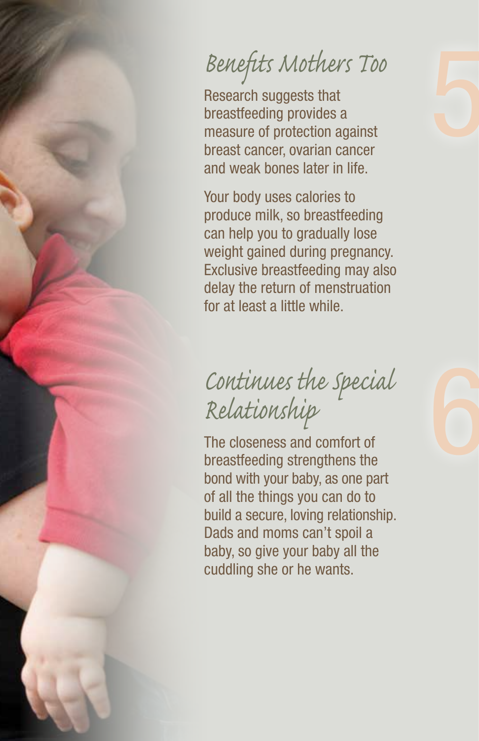## 5 Benefits Mothers Too

Research suggests that breastfeeding provides a measure of protection against breast cancer, ovarian cancer and weak bones later in life.

Your body uses calories to produce milk, so breastfeeding can help you to gradually lose weight gained during pregnancy. Exclusive breastfeeding may also delay the return of menstruation for at least a little while.

## 6 Continues the Special Relationship

The closeness and comfort of breastfeeding strengthens the bond with your baby, as one part of all the things you can do to build a secure, loving relationship. Dads and moms can't spoil a baby, so give your baby all the cuddling she or he wants.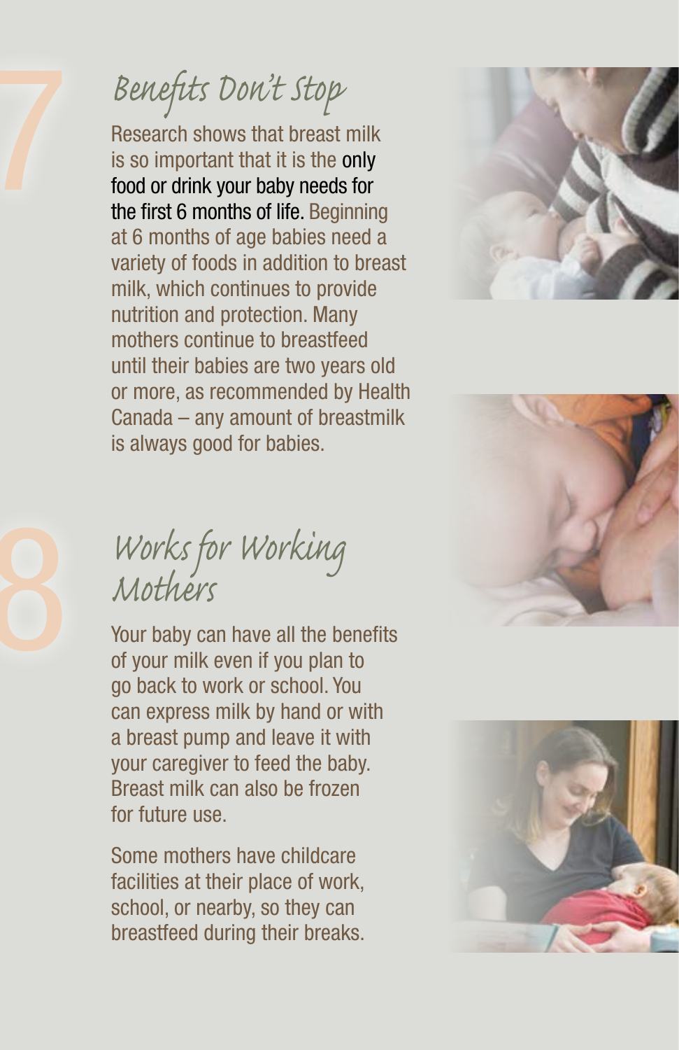## 7 Benefits Don't Stop

Research shows that breast milk is so important that it is the **only food or drink your baby needs for the first 6 months of life.** Beginning at 6 months of age babies need a variety of foods in addition to breast milk, which continues to provide nutrition and protection. Many mothers continue to breastfeed until their babies are two years old or more, as recommended by Health Canada – any amount of breastmilk is always good for babies.

## 8 Works for Working Mothers

Your baby can have all the benefits of your milk even if you plan to go back to work or school. You can express milk by hand or with a breast pump and leave it with your caregiver to feed the baby. Breast milk can also be frozen for future use.

Some mothers have childcare facilities at their place of work, school, or nearby, so they can breastfeed during their breaks.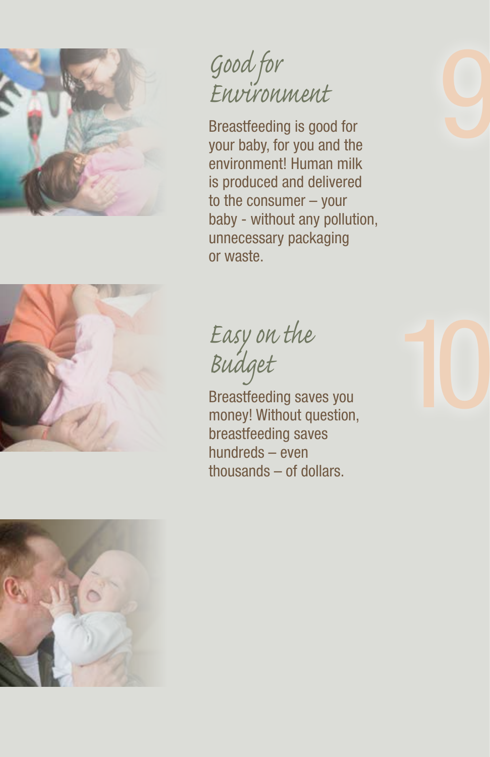## 9 Good for Environment

Breastfeeding is good for your baby, for you and the environment! Human milk is produced and delivered to the consumer – your baby - without any pollution, unnecessary packaging or waste.

## 10 Easy on the Budget

Breastfeeding saves you money! Without question, breastfeeding saves hundreds – even thousands – of dollars.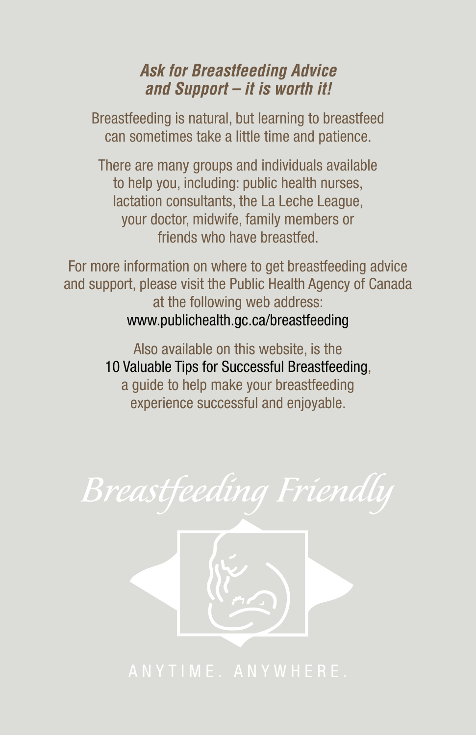## *Ask for Breastfeeding Advice and Support – it is worth it!*

Breastfeeding is natural, but learning to breastfeed can sometimes take a little time and patience.

There are many groups and individuals available to help you, including: public health nurses, lactation consultants, the La Leche League, your doctor, midwife, family members or friends who have breastfed.

For more information on where to get breastfeeding advice and support, please visit the Public Health Agency of Canada at the following web address:
www.publichealth.gc.ca/breastfeeding

Also available on this website, is the 10 Valuable Tips for Successful Breastfeeding, a guide to help make your breastfeeding experience successful and enjoyable.

*Breastfeeding Friendly*

ANYTIME. ANYWHERE.